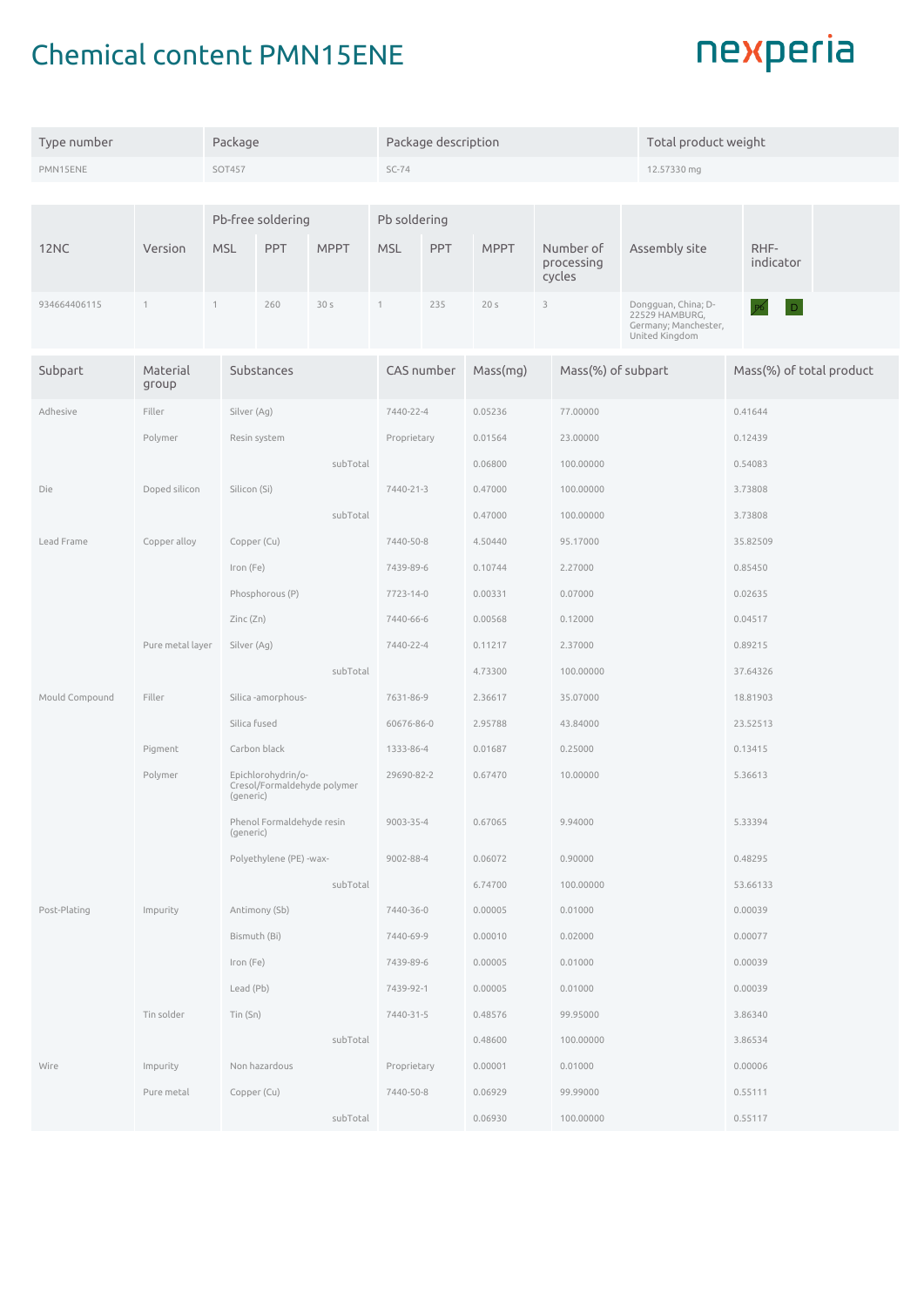# Chemical content PMN15ENE

| Type number | Package | Package description | Total product weight |
|---|---|---|---|
| PMN15ENE | SOT457 | SC-74 | 12.57330 mg |

| 12NC | Version | Pb-free soldering | | | Pb soldering | | | Number of processing cycles | Assembly site | RHF-indicator |
|---|---|---|---|---|---|---|---|---|---|---|
| | | MSL | PPT | MPPT | MSL | PPT | MPPT | | | |
| 934664406115 | 1 | 1 | 260 | 30 s | 1 | 235 | 20 s | 3 | Dongguan, China; D-22529 HAMBURG, Germany; Manchester, United Kingdom | Pb D |

| Subpart | Material group | Substances | CAS number | Mass(mg) | Mass(%) of subpart | Mass(%) of total product |
|---|---|---|---|---|---|---|
| Adhesive | Filler | Silver (Ag) | 7440-22-4 | 0.05236 | 77.00000 | 0.41644 |
| | Polymer | Resin system | Proprietary | 0.01564 | 23.00000 | 0.12439 |
| | | subTotal | | 0.06800 | 100.00000 | 0.54083 |
| Die | Doped silicon | Silicon (Si) | 7440-21-3 | 0.47000 | 100.00000 | 3.73808 |
| | | subTotal | | 0.47000 | 100.00000 | 3.73808 |
| Lead Frame | Copper alloy | Copper (Cu) | 7440-50-8 | 4.50440 | 95.17000 | 35.82509 |
| | | Iron (Fe) | 7439-89-6 | 0.10744 | 2.27000 | 0.85450 |
| | | Phosphorous (P) | 7723-14-0 | 0.00331 | 0.07000 | 0.02635 |
| | | Zinc (Zn) | 7440-66-6 | 0.00568 | 0.12000 | 0.04517 |
| | Pure metal layer | Silver (Ag) | 7440-22-4 | 0.11217 | 2.37000 | 0.89215 |
| | | subTotal | | 4.73300 | 100.00000 | 37.64326 |
| Mould Compound | Filler | Silica -amorphous- | 7631-86-9 | 2.36617 | 35.07000 | 18.81903 |
| | | Silica fused | 60676-86-0 | 2.95788 | 43.84000 | 23.52513 |
| | Pigment | Carbon black | 1333-86-4 | 0.01687 | 0.25000 | 0.13415 |
| | Polymer | Epichlorohydrin/o-Cresol/Formaldehyde polymer (generic) | 29690-82-2 | 0.67470 | 10.00000 | 5.36613 |
| | | Phenol Formaldehyde resin (generic) | 9003-35-4 | 0.67065 | 9.94000 | 5.33394 |
| | | Polyethylene (PE) -wax- | 9002-88-4 | 0.06072 | 0.90000 | 0.48295 |
| | | subTotal | | 6.74700 | 100.00000 | 53.66133 |
| Post-Plating | Impurity | Antimony (Sb) | 7440-36-0 | 0.00005 | 0.01000 | 0.00039 |
| | | Bismuth (Bi) | 7440-69-9 | 0.00010 | 0.02000 | 0.00077 |
| | | Iron (Fe) | 7439-89-6 | 0.00005 | 0.01000 | 0.00039 |
| | | Lead (Pb) | 7439-92-1 | 0.00005 | 0.01000 | 0.00039 |
| | Tin solder | Tin (Sn) | 7440-31-5 | 0.48576 | 99.95000 | 3.86340 |
| | | subTotal | | 0.48600 | 100.00000 | 3.86534 |
| Wire | Impurity | Non hazardous | Proprietary | 0.00001 | 0.01000 | 0.00006 |
| | Pure metal | Copper (Cu) | 7440-50-8 | 0.06929 | 99.99000 | 0.55111 |
| | | subTotal | | 0.06930 | 100.00000 | 0.55117 |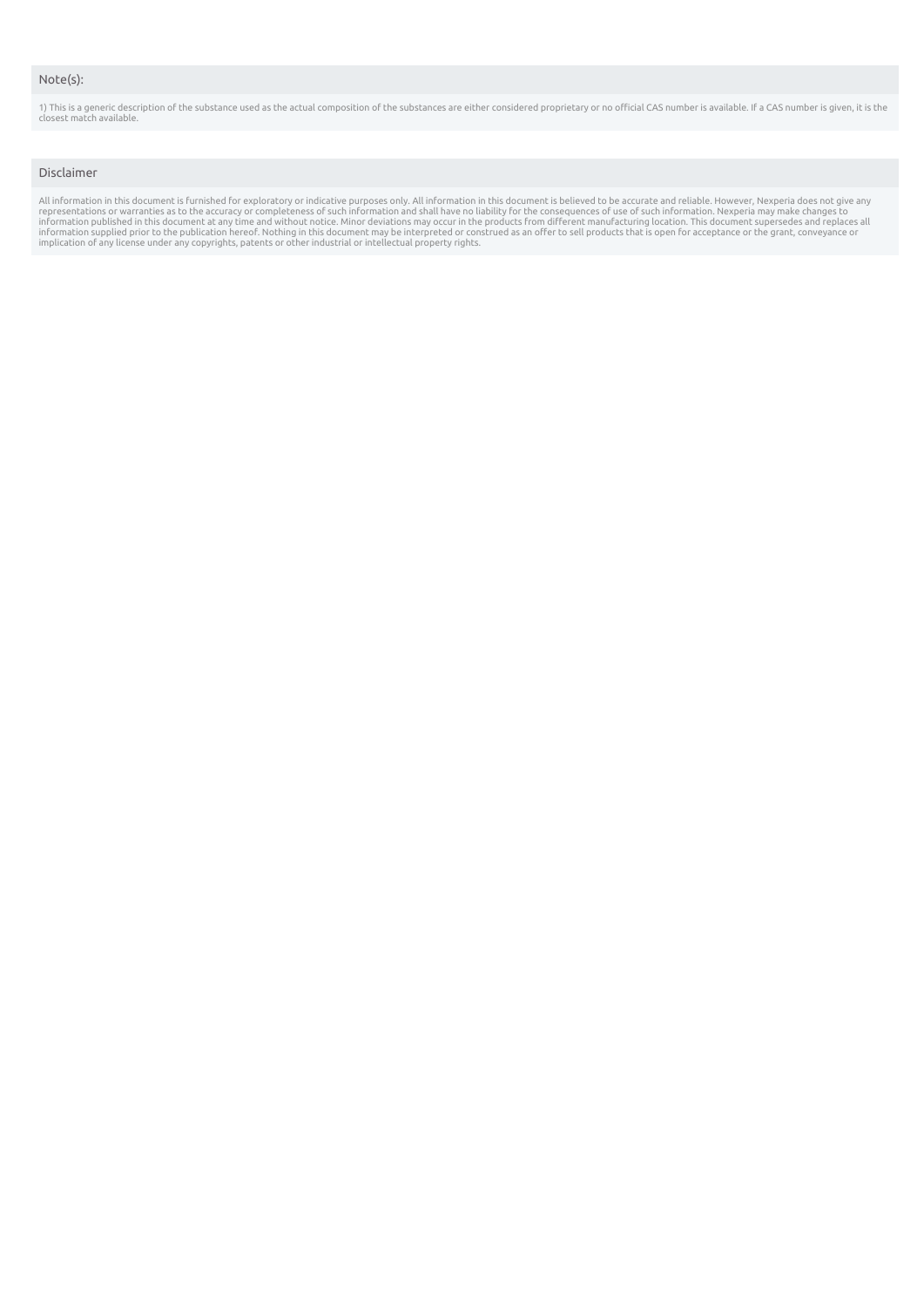## Note(s):

1) This is a generic description of the substance used as the actual composition of the substances are either considered proprietary or no official CAS number is available. If a CAS number is given, it is the closest match available.

## Disclaimer

All information in this document is furnished for exploratory or indicative purposes only. All information in this document is believed to be accurate and reliable. However, Nexperia does not give any representations or warranties as to the accuracy or completeness of such information and shall have no liability for the consequences of use of such information. Nexperia may make changes to information published in this document at any time and without notice. Minor deviations may occur in the products from different manufacturing location. This document supersedes and replaces all information supplied prior to the publication hereof. Nothing in this document may be interpreted or construed as an offer to sell products that is open for acceptance or the grant, conveyance or implication of any license under any copyrights, patents or other industrial or intellectual property rights.